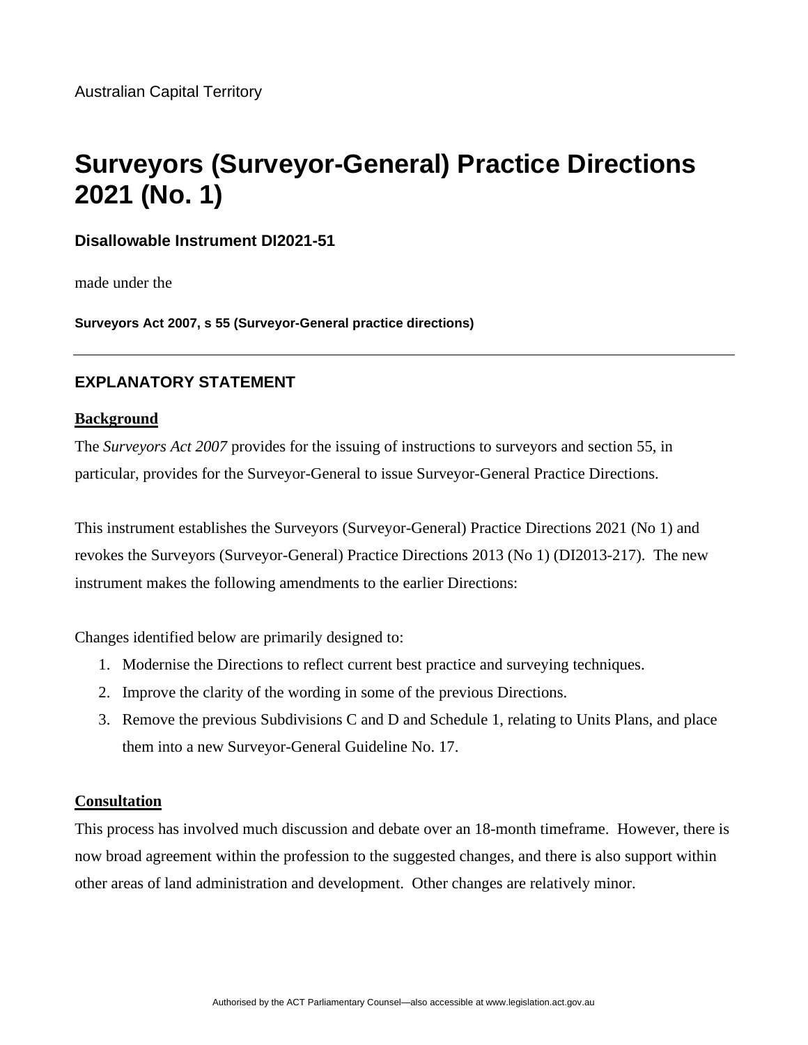Australian Capital Territory

# Surveyors (Surveyor-General) Practice Directions 2021 (No. 1)

**Disallowable Instrument DI2021-51**

made under the

**Surveyors Act 2007, s 55 (Surveyor-General practice directions)**

---

## EXPLANATORY STATEMENT

**Background**

The *Surveyors Act 2007* provides for the issuing of instructions to surveyors and section 55, in particular, provides for the Surveyor-General to issue Surveyor-General Practice Directions.

This instrument establishes the Surveyors (Surveyor-General) Practice Directions 2021 (No 1) and revokes the Surveyors (Surveyor-General) Practice Directions 2013 (No 1) (DI2013-217). The new instrument makes the following amendments to the earlier Directions:

Changes identified below are primarily designed to:

1. Modernise the Directions to reflect current best practice and surveying techniques.
2. Improve the clarity of the wording in some of the previous Directions.
3. Remove the previous Subdivisions C and D and Schedule 1, relating to Units Plans, and place them into a new Surveyor-General Guideline No. 17.

**Consultation**

This process has involved much discussion and debate over an 18-month timeframe. However, there is now broad agreement within the profession to the suggested changes, and there is also support within other areas of land administration and development. Other changes are relatively minor.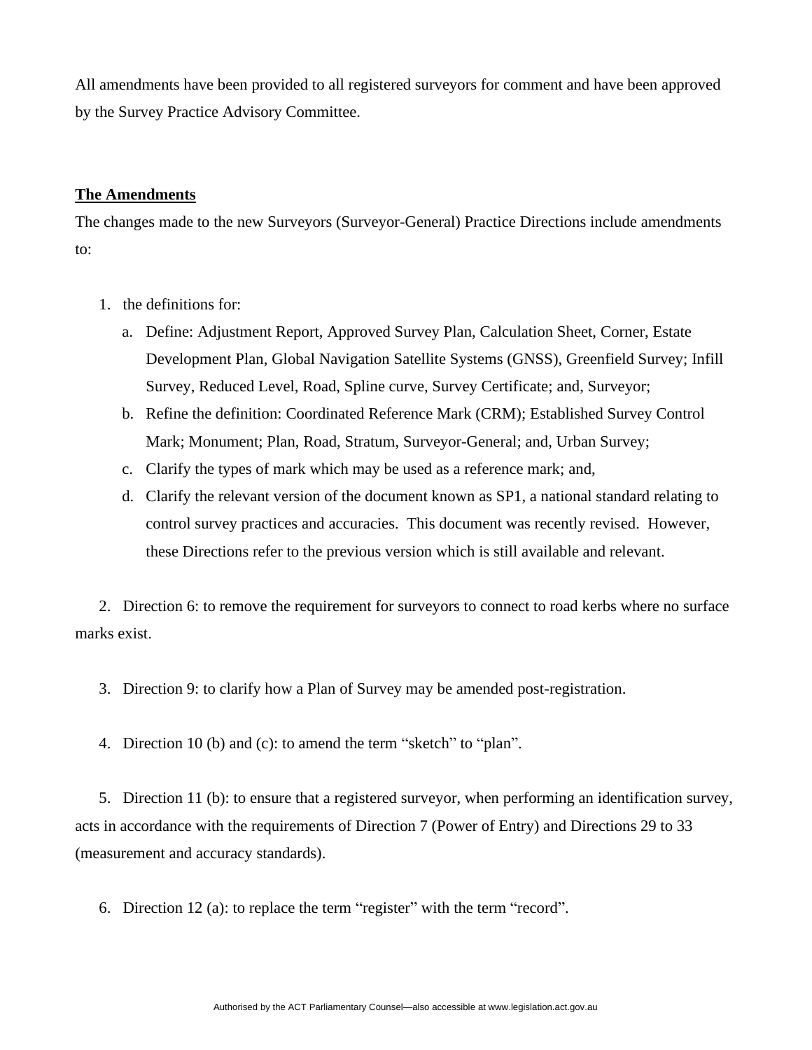All amendments have been provided to all registered surveyors for comment and have been approved by the Survey Practice Advisory Committee.

**The Amendments**

The changes made to the new Surveyors (Surveyor-General) Practice Directions include amendments to:

1. the definitions for:
   a. Define: Adjustment Report, Approved Survey Plan, Calculation Sheet, Corner, Estate Development Plan, Global Navigation Satellite Systems (GNSS), Greenfield Survey; Infill Survey, Reduced Level, Road, Spline curve, Survey Certificate; and, Surveyor;
   b. Refine the definition: Coordinated Reference Mark (CRM); Established Survey Control Mark; Monument; Plan, Road, Stratum, Surveyor-General; and, Urban Survey;
   c. Clarify the types of mark which may be used as a reference mark; and,
   d. Clarify the relevant version of the document known as SP1, a national standard relating to control survey practices and accuracies. This document was recently revised. However, these Directions refer to the previous version which is still available and relevant.

2. Direction 6: to remove the requirement for surveyors to connect to road kerbs where no surface marks exist.

3. Direction 9: to clarify how a Plan of Survey may be amended post-registration.

4. Direction 10 (b) and (c): to amend the term "sketch" to "plan".

5. Direction 11 (b): to ensure that a registered surveyor, when performing an identification survey, acts in accordance with the requirements of Direction 7 (Power of Entry) and Directions 29 to 33 (measurement and accuracy standards).

6. Direction 12 (a): to replace the term "register" with the term "record".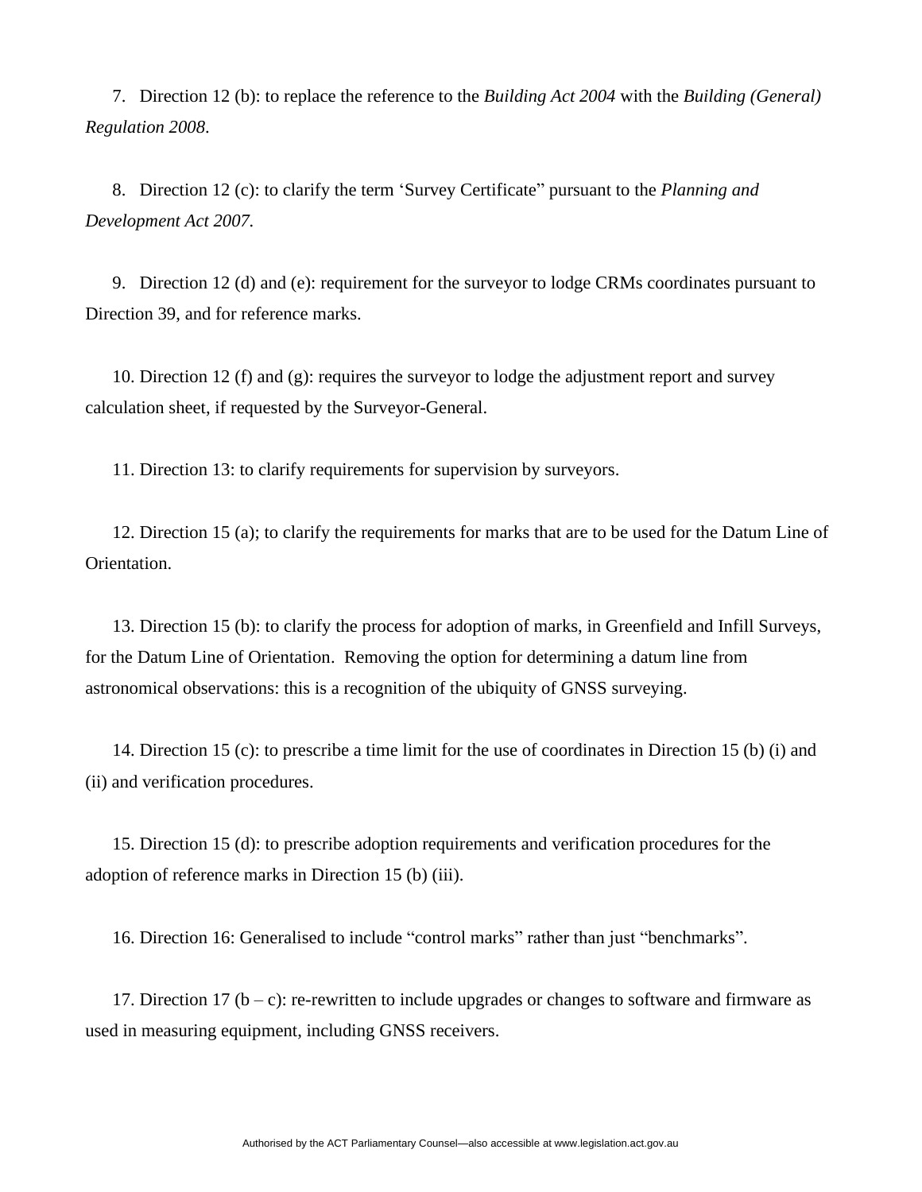7. Direction 12 (b): to replace the reference to the *Building Act 2004* with the *Building (General) Regulation 2008*.

8. Direction 12 (c): to clarify the term 'Survey Certificate" pursuant to the *Planning and Development Act 2007.*

9. Direction 12 (d) and (e): requirement for the surveyor to lodge CRMs coordinates pursuant to Direction 39, and for reference marks.

10. Direction 12 (f) and (g): requires the surveyor to lodge the adjustment report and survey calculation sheet, if requested by the Surveyor-General.

11. Direction 13: to clarify requirements for supervision by surveyors.

12. Direction 15 (a); to clarify the requirements for marks that are to be used for the Datum Line of Orientation.

13. Direction 15 (b): to clarify the process for adoption of marks, in Greenfield and Infill Surveys, for the Datum Line of Orientation. Removing the option for determining a datum line from astronomical observations: this is a recognition of the ubiquity of GNSS surveying.

14. Direction 15 (c): to prescribe a time limit for the use of coordinates in Direction 15 (b) (i) and (ii) and verification procedures.

15. Direction 15 (d): to prescribe adoption requirements and verification procedures for the adoption of reference marks in Direction 15 (b) (iii).

16. Direction 16: Generalised to include "control marks" rather than just "benchmarks".

17. Direction 17 (b – c): re-rewritten to include upgrades or changes to software and firmware as used in measuring equipment, including GNSS receivers.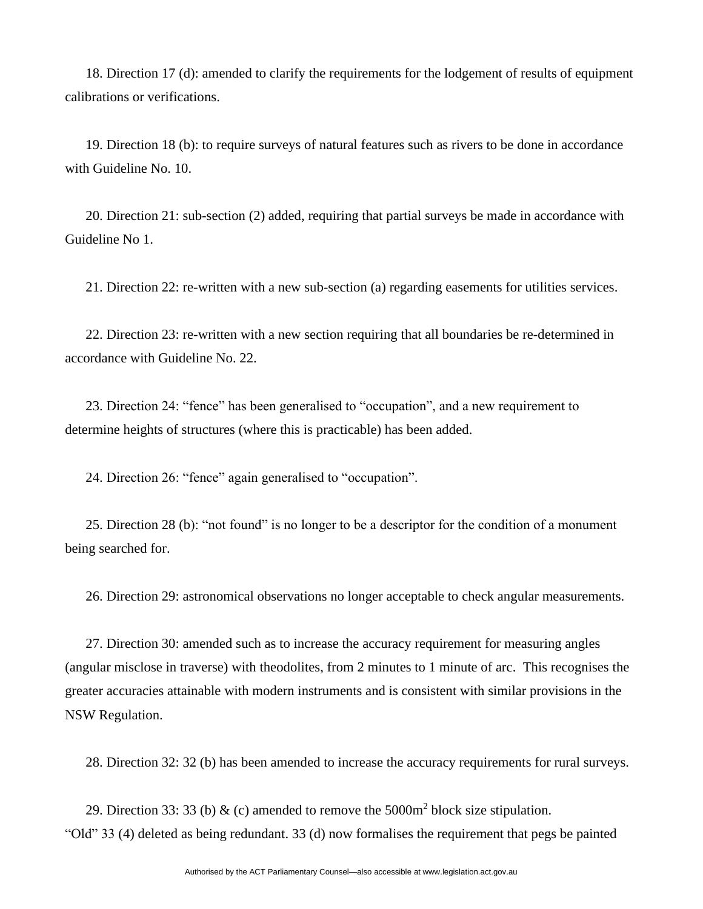18. Direction 17 (d): amended to clarify the requirements for the lodgement of results of equipment calibrations or verifications.

19. Direction 18 (b): to require surveys of natural features such as rivers to be done in accordance with Guideline No. 10.

20. Direction 21: sub-section (2) added, requiring that partial surveys be made in accordance with Guideline No 1.

21. Direction 22: re-written with a new sub-section (a) regarding easements for utilities services.

22. Direction 23: re-written with a new section requiring that all boundaries be re-determined in accordance with Guideline No. 22.

23. Direction 24: "fence" has been generalised to "occupation", and a new requirement to determine heights of structures (where this is practicable) has been added.

24. Direction 26: "fence" again generalised to "occupation".

25. Direction 28 (b): "not found" is no longer to be a descriptor for the condition of a monument being searched for.

26. Direction 29: astronomical observations no longer acceptable to check angular measurements.

27. Direction 30: amended such as to increase the accuracy requirement for measuring angles (angular misclose in traverse) with theodolites, from 2 minutes to 1 minute of arc. This recognises the greater accuracies attainable with modern instruments and is consistent with similar provisions in the NSW Regulation.

28. Direction 32: 32 (b) has been amended to increase the accuracy requirements for rural surveys.

29. Direction 33: 33 (b) & (c) amended to remove the 5000m$^2$ block size stipulation. "Old" 33 (4) deleted as being redundant. 33 (d) now formalises the requirement that pegs be painted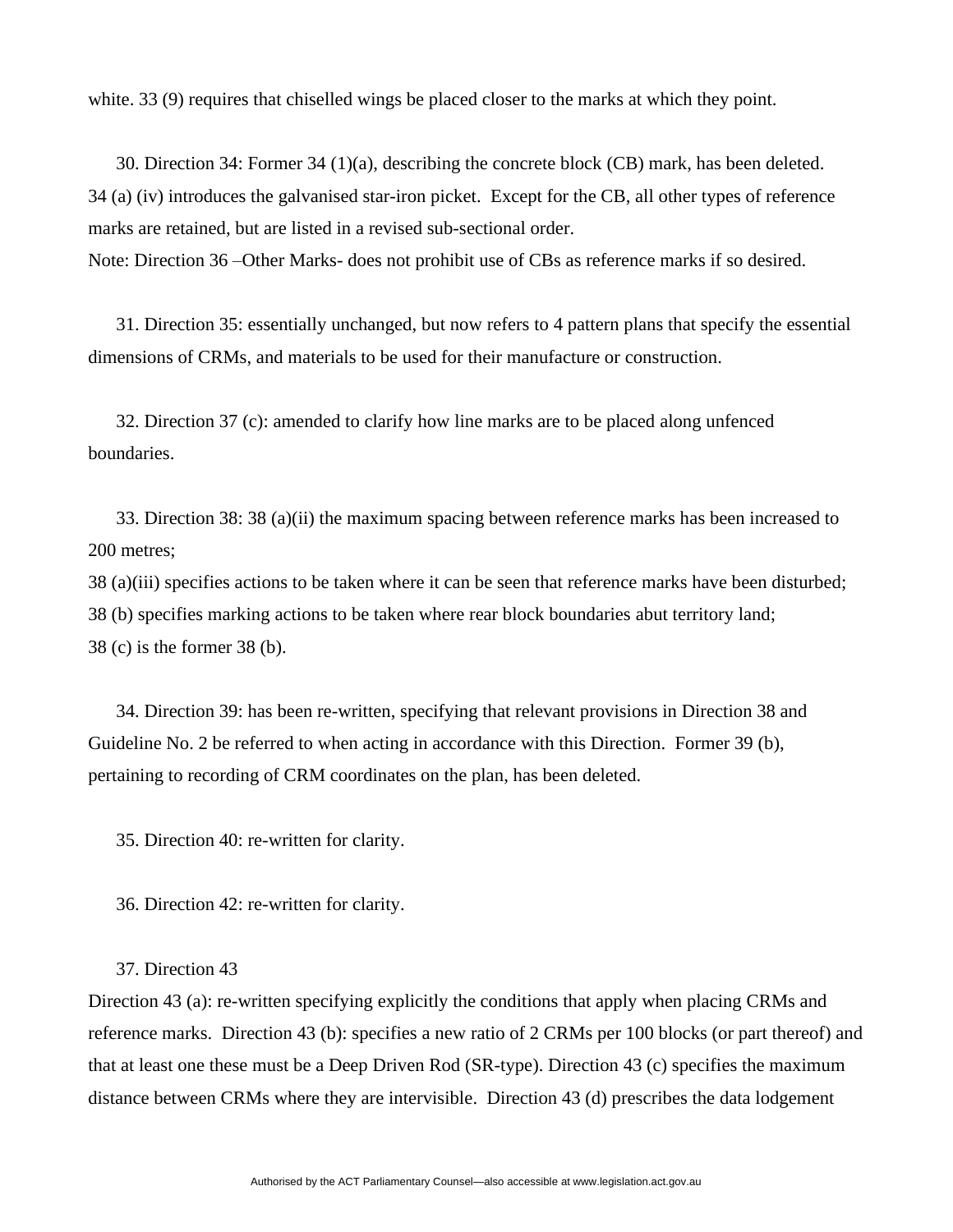white. 33 (9) requires that chiselled wings be placed closer to the marks at which they point.

30. Direction 34: Former 34 (1)(a), describing the concrete block (CB) mark, has been deleted. 34 (a) (iv) introduces the galvanised star-iron picket. Except for the CB, all other types of reference marks are retained, but are listed in a revised sub-sectional order.

Note: Direction 36 –Other Marks- does not prohibit use of CBs as reference marks if so desired.

31. Direction 35: essentially unchanged, but now refers to 4 pattern plans that specify the essential dimensions of CRMs, and materials to be used for their manufacture or construction.

32. Direction 37 (c): amended to clarify how line marks are to be placed along unfenced boundaries.

33. Direction 38: 38 (a)(ii) the maximum spacing between reference marks has been increased to 200 metres;

38 (a)(iii) specifies actions to be taken where it can be seen that reference marks have been disturbed;

38 (b) specifies marking actions to be taken where rear block boundaries abut territory land;

38 (c) is the former 38 (b).

34. Direction 39: has been re-written, specifying that relevant provisions in Direction 38 and Guideline No. 2 be referred to when acting in accordance with this Direction. Former 39 (b), pertaining to recording of CRM coordinates on the plan, has been deleted.

35. Direction 40: re-written for clarity.

36. Direction 42: re-written for clarity.

37. Direction 43

Direction 43 (a): re-written specifying explicitly the conditions that apply when placing CRMs and reference marks. Direction 43 (b): specifies a new ratio of 2 CRMs per 100 blocks (or part thereof) and that at least one these must be a Deep Driven Rod (SR-type). Direction 43 (c) specifies the maximum distance between CRMs where they are intervisible. Direction 43 (d) prescribes the data lodgement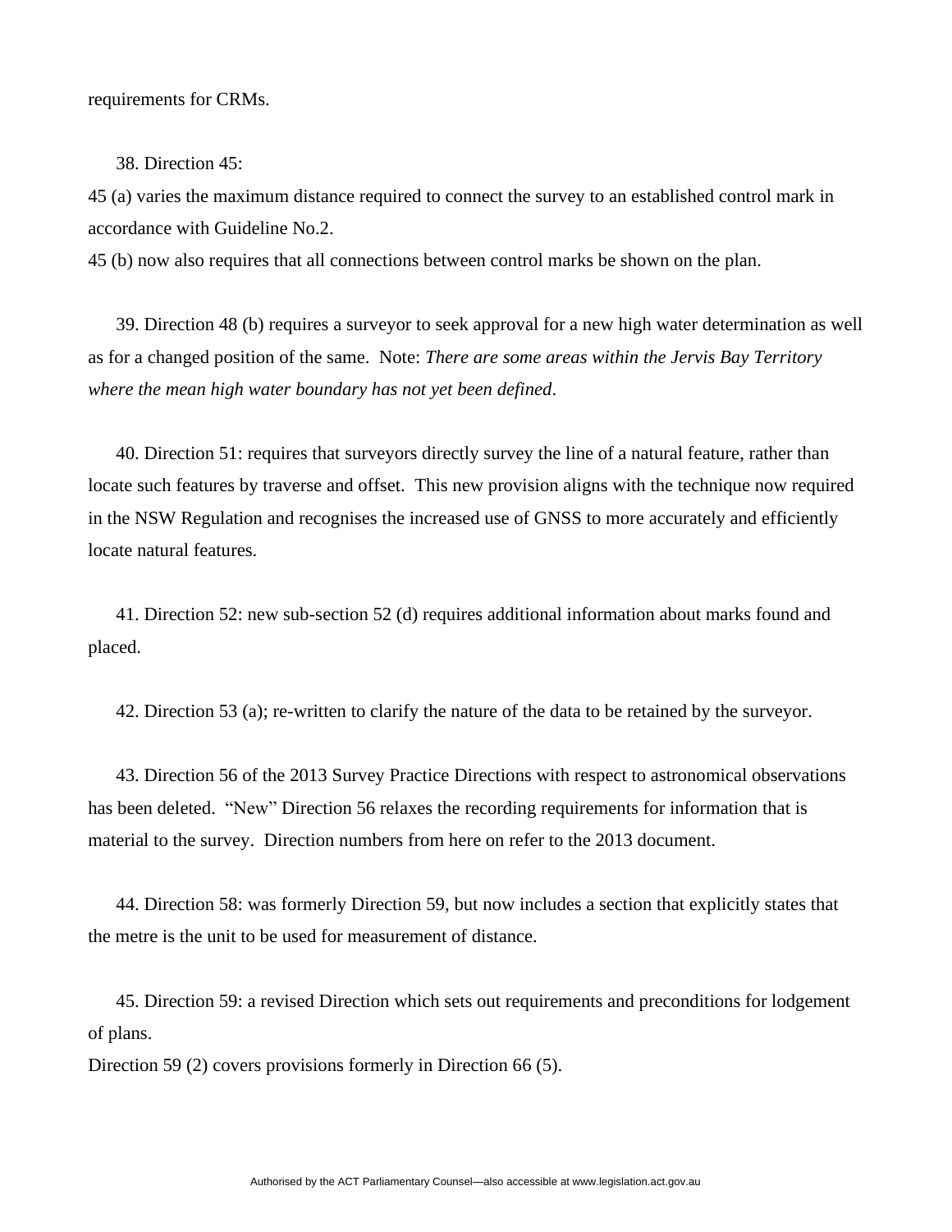requirements for CRMs.

38. Direction 45:

45 (a) varies the maximum distance required to connect the survey to an established control mark in accordance with Guideline No.2.

45 (b) now also requires that all connections between control marks be shown on the plan.

39. Direction 48 (b) requires a surveyor to seek approval for a new high water determination as well as for a changed position of the same. Note: *There are some areas within the Jervis Bay Territory where the mean high water boundary has not yet been defined*.

40. Direction 51: requires that surveyors directly survey the line of a natural feature, rather than locate such features by traverse and offset. This new provision aligns with the technique now required in the NSW Regulation and recognises the increased use of GNSS to more accurately and efficiently locate natural features.

41. Direction 52: new sub-section 52 (d) requires additional information about marks found and placed.

42. Direction 53 (a); re-written to clarify the nature of the data to be retained by the surveyor.

43. Direction 56 of the 2013 Survey Practice Directions with respect to astronomical observations has been deleted. "New" Direction 56 relaxes the recording requirements for information that is material to the survey. Direction numbers from here on refer to the 2013 document.

44. Direction 58: was formerly Direction 59, but now includes a section that explicitly states that the metre is the unit to be used for measurement of distance.

45. Direction 59: a revised Direction which sets out requirements and preconditions for lodgement of plans.

Direction 59 (2) covers provisions formerly in Direction 66 (5).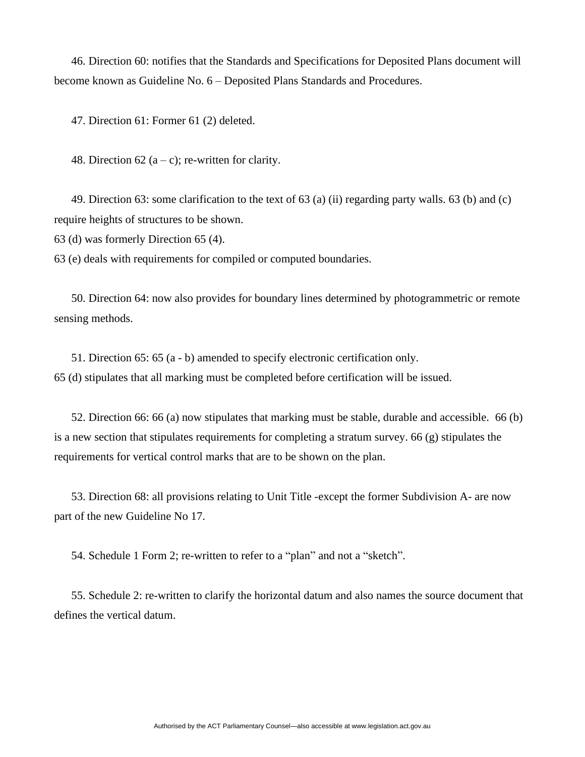46. Direction 60: notifies that the Standards and Specifications for Deposited Plans document will become known as Guideline No. 6 – Deposited Plans Standards and Procedures.

47. Direction 61: Former 61 (2) deleted.

48. Direction 62 (a – c); re-written for clarity.

49. Direction 63: some clarification to the text of 63 (a) (ii) regarding party walls. 63 (b) and (c) require heights of structures to be shown.
63 (d) was formerly Direction 65 (4).
63 (e) deals with requirements for compiled or computed boundaries.

50. Direction 64: now also provides for boundary lines determined by photogrammetric or remote sensing methods.

51. Direction 65: 65 (a - b) amended to specify electronic certification only.
65 (d) stipulates that all marking must be completed before certification will be issued.

52. Direction 66: 66 (a) now stipulates that marking must be stable, durable and accessible. 66 (b) is a new section that stipulates requirements for completing a stratum survey. 66 (g) stipulates the requirements for vertical control marks that are to be shown on the plan.

53. Direction 68: all provisions relating to Unit Title -except the former Subdivision A- are now part of the new Guideline No 17.

54. Schedule 1 Form 2; re-written to refer to a "plan" and not a "sketch".

55. Schedule 2: re-written to clarify the horizontal datum and also names the source document that defines the vertical datum.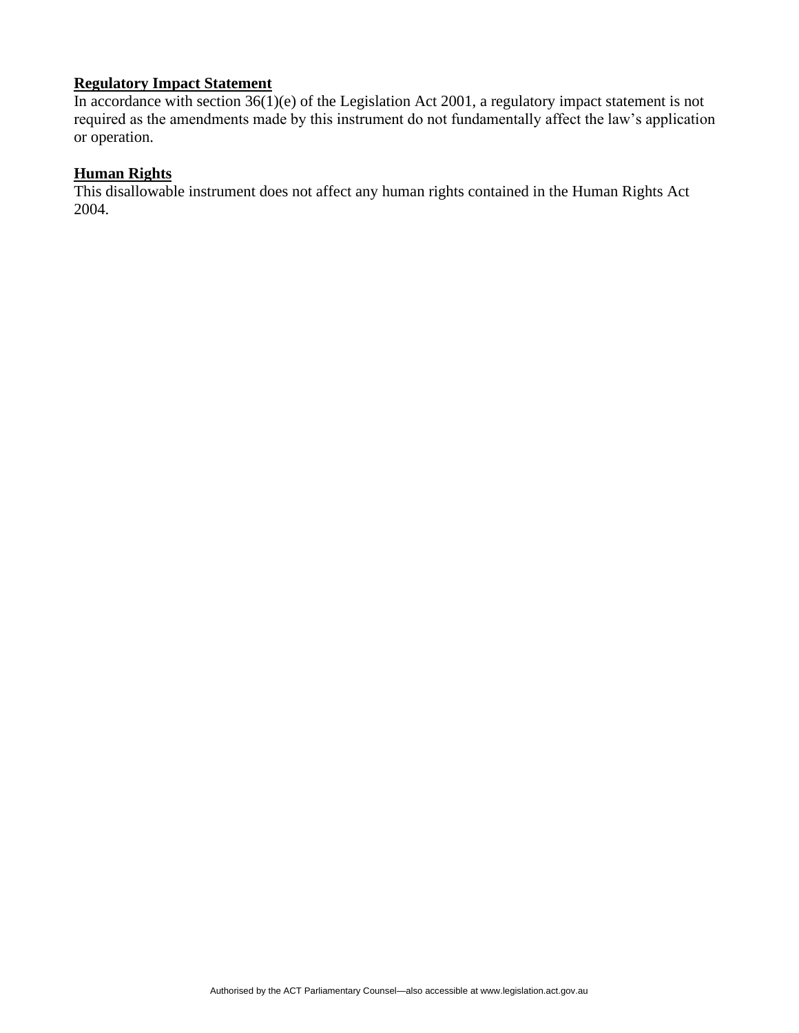**Regulatory Impact Statement**

In accordance with section 36(1)(e) of the Legislation Act 2001, a regulatory impact statement is not required as the amendments made by this instrument do not fundamentally affect the law's application or operation.

**Human Rights**

This disallowable instrument does not affect any human rights contained in the Human Rights Act 2004.